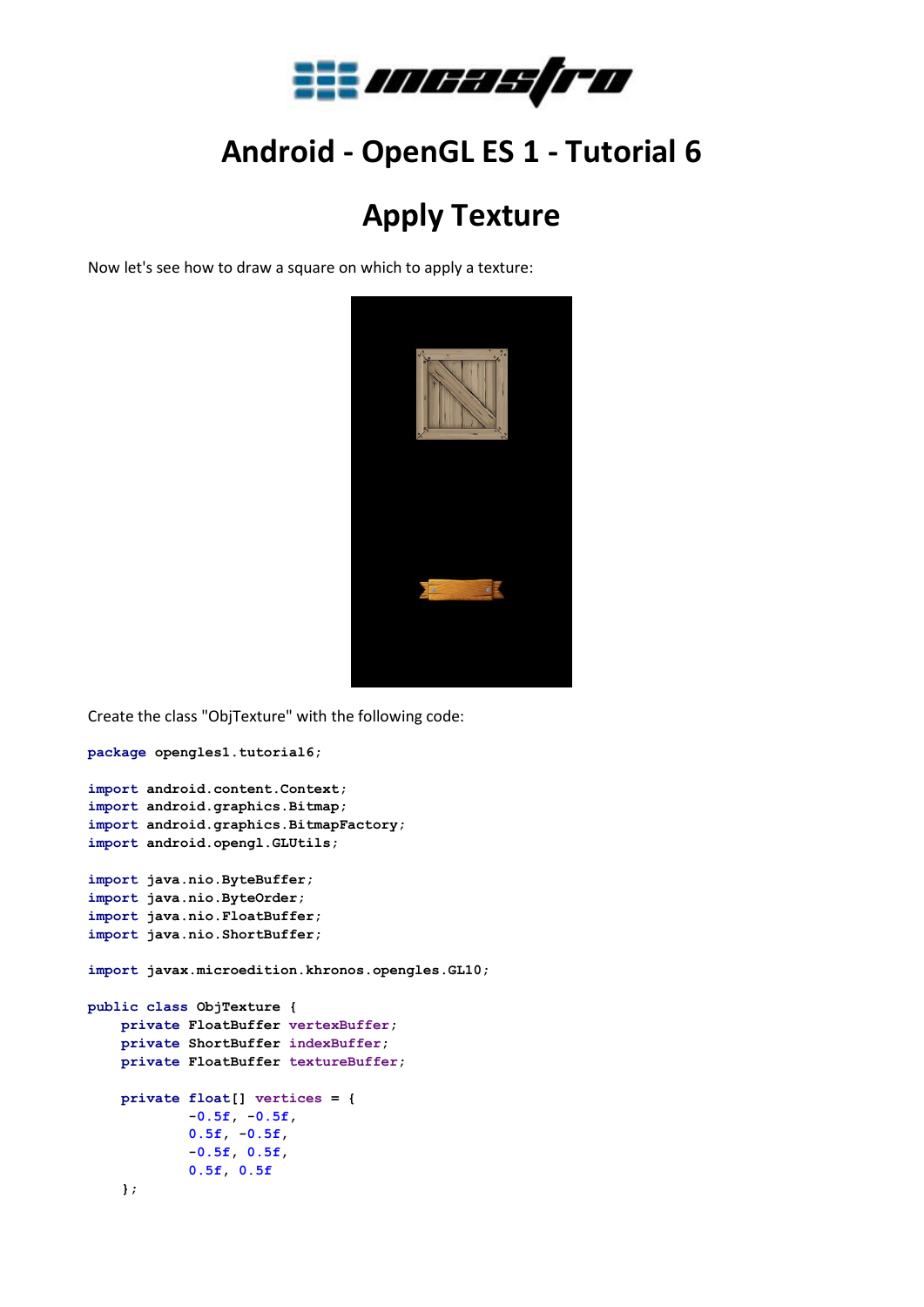# Android - OpenGL ES 1 - Tutorial 6

## Apply Texture

Now let's see how to draw a square on which to apply a texture:

Create the class "ObjTexture" with the following code:

```
package opengles1.tutorial6;

import android.content.Context;
import android.graphics.Bitmap;
import android.graphics.BitmapFactory;
import android.opengl.GLUtils;

import java.nio.ByteBuffer;
import java.nio.ByteOrder;
import java.nio.FloatBuffer;
import java.nio.ShortBuffer;

import javax.microedition.khronos.opengles.GL10;

public class ObjTexture {
    private FloatBuffer vertexBuffer;
    private ShortBuffer indexBuffer;
    private FloatBuffer textureBuffer;

    private float[] vertices = {
            -0.5f, -0.5f,
            0.5f, -0.5f,
            -0.5f, 0.5f,
            0.5f, 0.5f
    };
```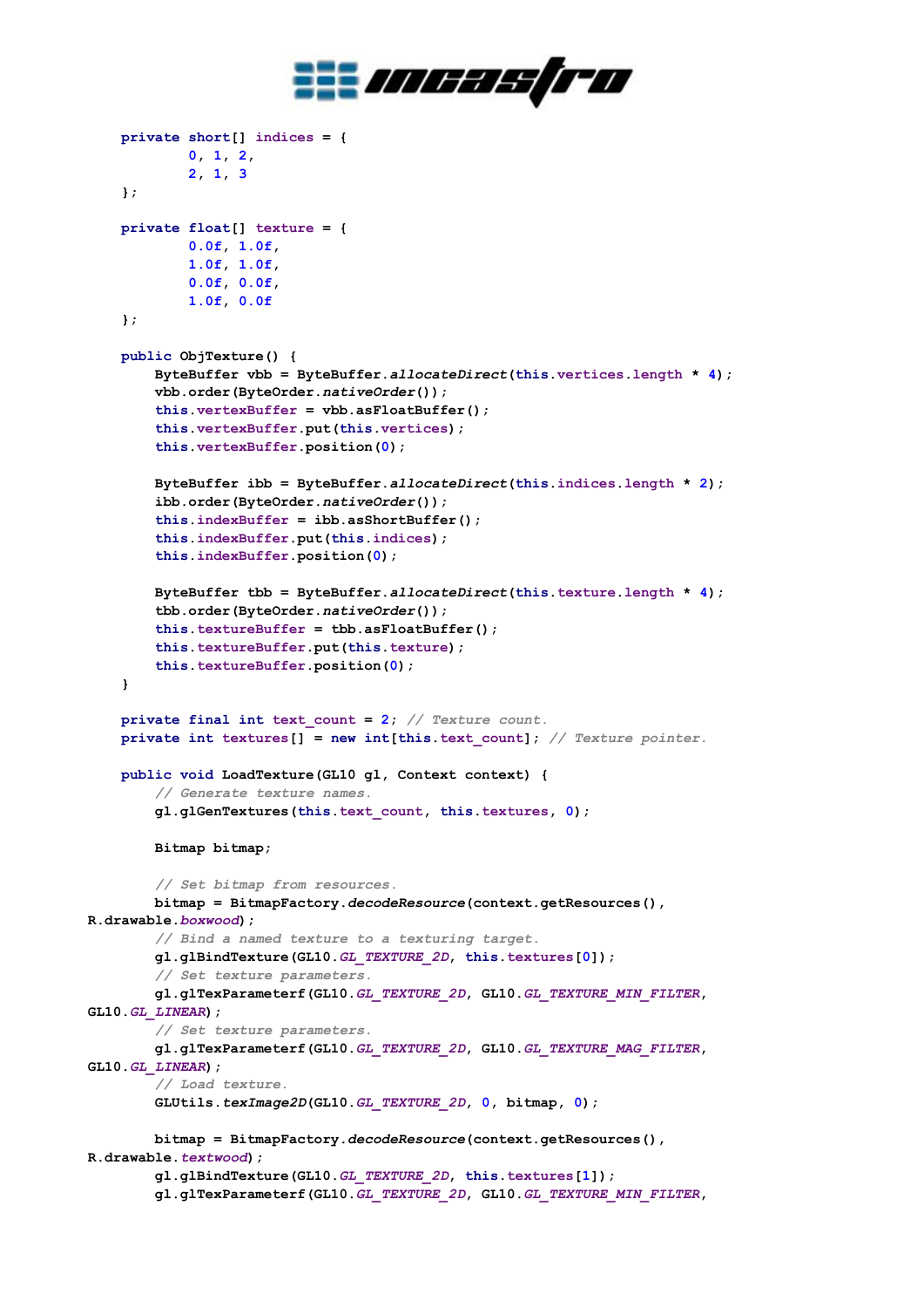```
    private short[] indices = {
            0, 1, 2,
            2, 1, 3
    };

    private float[] texture = {
            0.0f, 1.0f,
            1.0f, 1.0f,
            0.0f, 0.0f,
            1.0f, 0.0f
    };

    public ObjTexture() {
        ByteBuffer vbb = ByteBuffer.allocateDirect(this.vertices.length * 4);
        vbb.order(ByteOrder.nativeOrder());
        this.vertexBuffer = vbb.asFloatBuffer();
        this.vertexBuffer.put(this.vertices);
        this.vertexBuffer.position(0);

        ByteBuffer ibb = ByteBuffer.allocateDirect(this.indices.length * 2);
        ibb.order(ByteOrder.nativeOrder());
        this.indexBuffer = ibb.asShortBuffer();
        this.indexBuffer.put(this.indices);
        this.indexBuffer.position(0);

        ByteBuffer tbb = ByteBuffer.allocateDirect(this.texture.length * 4);
        tbb.order(ByteOrder.nativeOrder());
        this.textureBuffer = tbb.asFloatBuffer();
        this.textureBuffer.put(this.texture);
        this.textureBuffer.position(0);
    }

    private final int text_count = 2; // Texture count.
    private int textures[] = new int[this.text_count]; // Texture pointer.

    public void LoadTexture(GL10 gl, Context context) {
        // Generate texture names.
        gl.glGenTextures(this.text_count, this.textures, 0);

        Bitmap bitmap;

        // Set bitmap from resources.
        bitmap = BitmapFactory.decodeResource(context.getResources(),
R.drawable.boxwood);
        // Bind a named texture to a texturing target.
        gl.glBindTexture(GL10.GL_TEXTURE_2D, this.textures[0]);
        // Set texture parameters.
        gl.glTexParameterf(GL10.GL_TEXTURE_2D, GL10.GL_TEXTURE_MIN_FILTER,
GL10.GL_LINEAR);
        // Set texture parameters.
        gl.glTexParameterf(GL10.GL_TEXTURE_2D, GL10.GL_TEXTURE_MAG_FILTER,
GL10.GL_LINEAR);
        // Load texture.
        GLUtils.texImage2D(GL10.GL_TEXTURE_2D, 0, bitmap, 0);

        bitmap = BitmapFactory.decodeResource(context.getResources(),
R.drawable.textwood);
        gl.glBindTexture(GL10.GL_TEXTURE_2D, this.textures[1]);
        gl.glTexParameterf(GL10.GL_TEXTURE_2D, GL10.GL_TEXTURE_MIN_FILTER,
```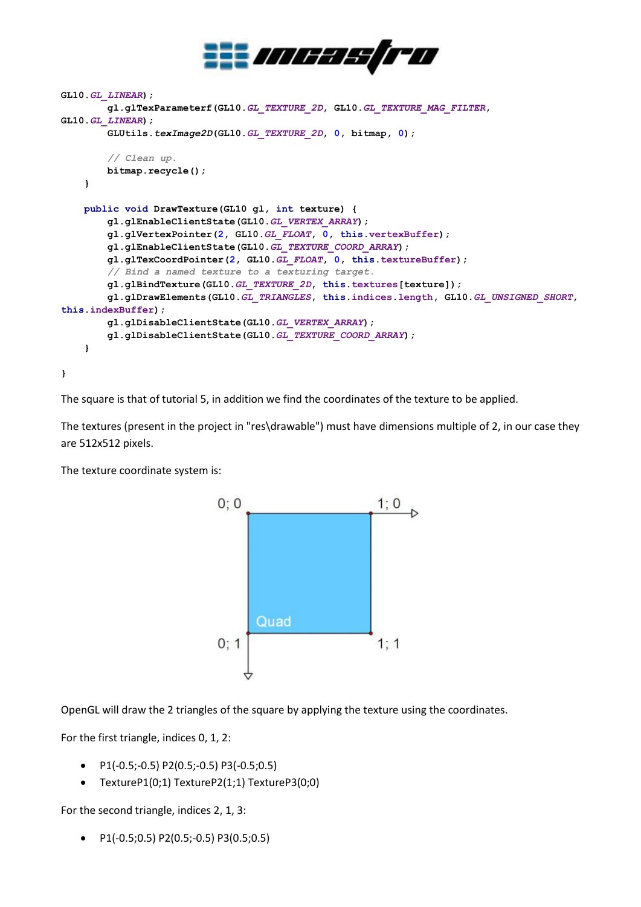```
GL10.GL_LINEAR);
        gl.glTexParameterf(GL10.GL_TEXTURE_2D, GL10.GL_TEXTURE_MAG_FILTER,
GL10.GL_LINEAR);
        GLUtils.texImage2D(GL10.GL_TEXTURE_2D, 0, bitmap, 0);

        // Clean up.
        bitmap.recycle();
    }

    public void DrawTexture(GL10 gl, int texture) {
        gl.glEnableClientState(GL10.GL_VERTEX_ARRAY);
        gl.glVertexPointer(2, GL10.GL_FLOAT, 0, this.vertexBuffer);
        gl.glEnableClientState(GL10.GL_TEXTURE_COORD_ARRAY);
        gl.glTexCoordPointer(2, GL10.GL_FLOAT, 0, this.textureBuffer);
        // Bind a named texture to a texturing target.
        gl.glBindTexture(GL10.GL_TEXTURE_2D, this.textures[texture]);
        gl.glDrawElements(GL10.GL_TRIANGLES, this.indices.length, GL10.GL_UNSIGNED_SHORT,
this.indexBuffer);
        gl.glDisableClientState(GL10.GL_VERTEX_ARRAY);
        gl.glDisableClientState(GL10.GL_TEXTURE_COORD_ARRAY);
    }

}
```

The square is that of tutorial 5, in addition we find the coordinates of the texture to be applied.

The textures (present in the project in "res\drawable") must have dimensions multiple of 2, in our case they are 512x512 pixels.

The texture coordinate system is:

0; 0 — 1; 0 — 0; 1 — 1; 1 (Quad)

OpenGL will draw the 2 triangles of the square by applying the texture using the coordinates.

For the first triangle, indices 0, 1, 2:

- P1(-0.5;-0.5) P2(0.5;-0.5) P3(-0.5;0.5)
- TextureP1(0;1) TextureP2(1;1) TextureP3(0;0)

For the second triangle, indices 2, 1, 3:

- P1(-0.5;0.5) P2(0.5;-0.5) P3(0.5;0.5)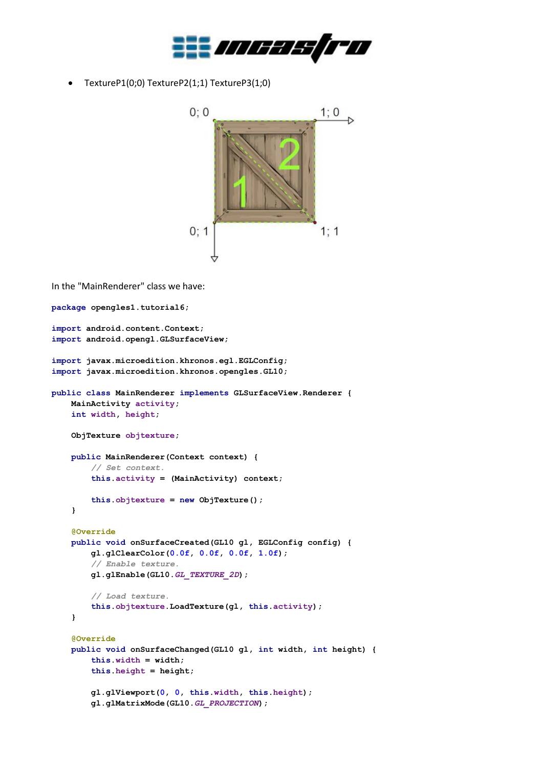- TextureP1(0;0) TextureP2(1;1) TextureP3(1;0)

In the "MainRenderer" class we have:

```
package opengles1.tutorial6;

import android.content.Context;
import android.opengl.GLSurfaceView;

import javax.microedition.khronos.egl.EGLConfig;
import javax.microedition.khronos.opengles.GL10;

public class MainRenderer implements GLSurfaceView.Renderer {
    MainActivity activity;
    int width, height;

    ObjTexture objtexture;

    public MainRenderer(Context context) {
        // Set context.
        this.activity = (MainActivity) context;

        this.objtexture = new ObjTexture();
    }

    @Override
    public void onSurfaceCreated(GL10 gl, EGLConfig config) {
        gl.glClearColor(0.0f, 0.0f, 0.0f, 1.0f);
        // Enable texture.
        gl.glEnable(GL10.GL_TEXTURE_2D);

        // Load texture.
        this.objtexture.LoadTexture(gl, this.activity);
    }

    @Override
    public void onSurfaceChanged(GL10 gl, int width, int height) {
        this.width = width;
        this.height = height;

        gl.glViewport(0, 0, this.width, this.height);
        gl.glMatrixMode(GL10.GL_PROJECTION);
```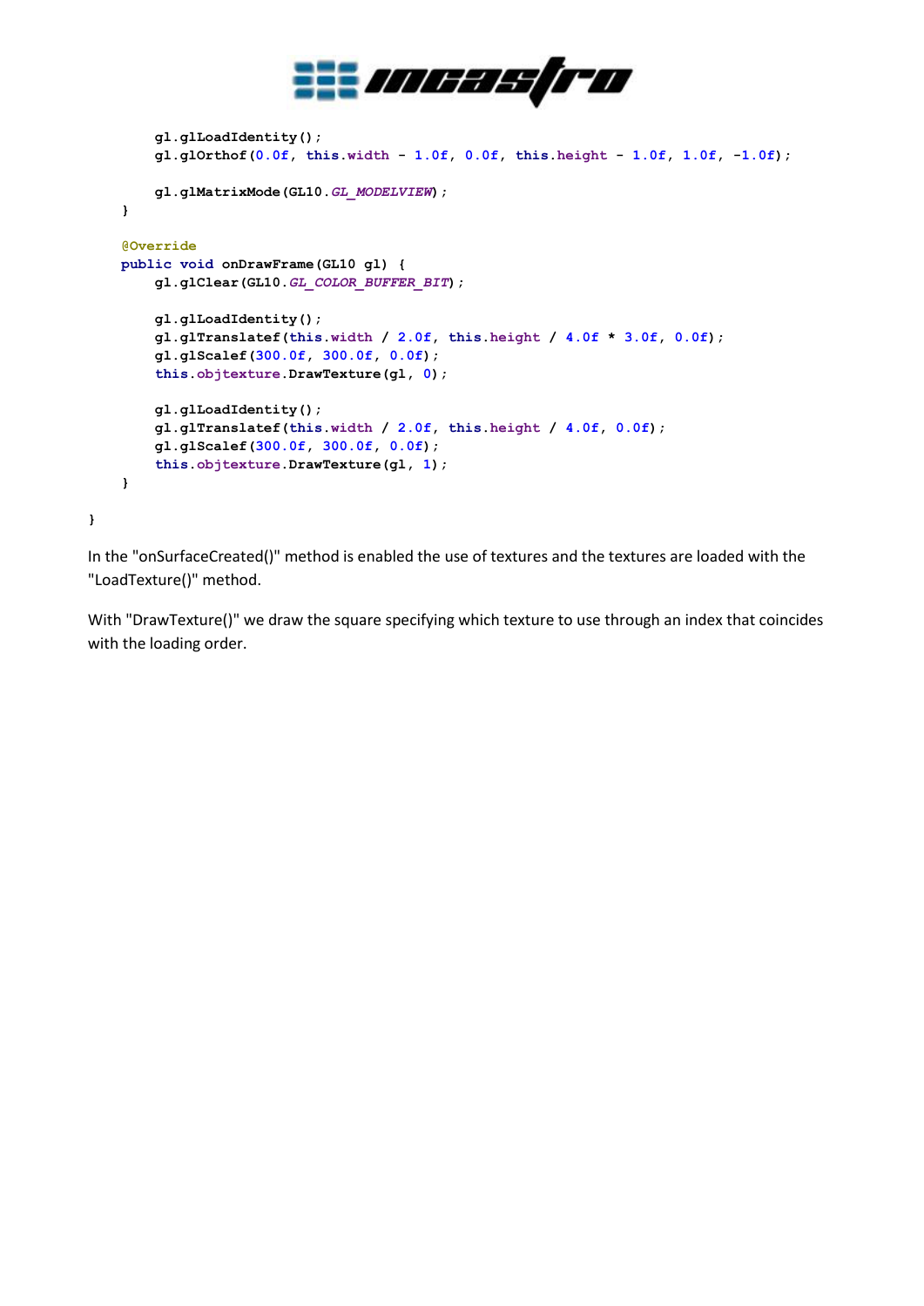```
        gl.glLoadIdentity();
        gl.glOrthof(0.0f, this.width - 1.0f, 0.0f, this.height - 1.0f, 1.0f, -1.0f);

        gl.glMatrixMode(GL10.GL_MODELVIEW);
    }

    @Override
    public void onDrawFrame(GL10 gl) {
        gl.glClear(GL10.GL_COLOR_BUFFER_BIT);

        gl.glLoadIdentity();
        gl.glTranslatef(this.width / 2.0f, this.height / 4.0f * 3.0f, 0.0f);
        gl.glScalef(300.0f, 300.0f, 0.0f);
        this.objtexture.DrawTexture(gl, 0);

        gl.glLoadIdentity();
        gl.glTranslatef(this.width / 2.0f, this.height / 4.0f, 0.0f);
        gl.glScalef(300.0f, 300.0f, 0.0f);
        this.objtexture.DrawTexture(gl, 1);
    }

}
```

In the "onSurfaceCreated()" method is enabled the use of textures and the textures are loaded with the "LoadTexture()" method.

With "DrawTexture()" we draw the square specifying which texture to use through an index that coincides with the loading order.